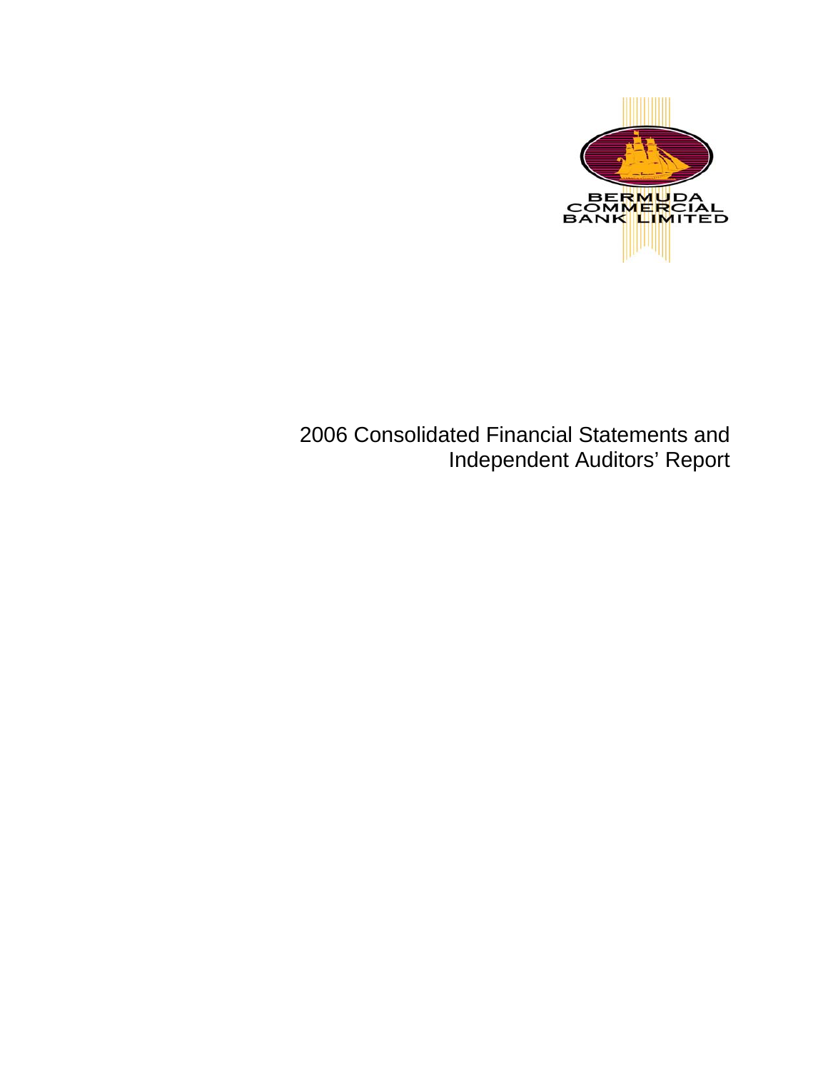BERMUDA COMMERCIAL BANK LIMITED

# 2006 Consolidated Financial Statements and Independent Auditors' Report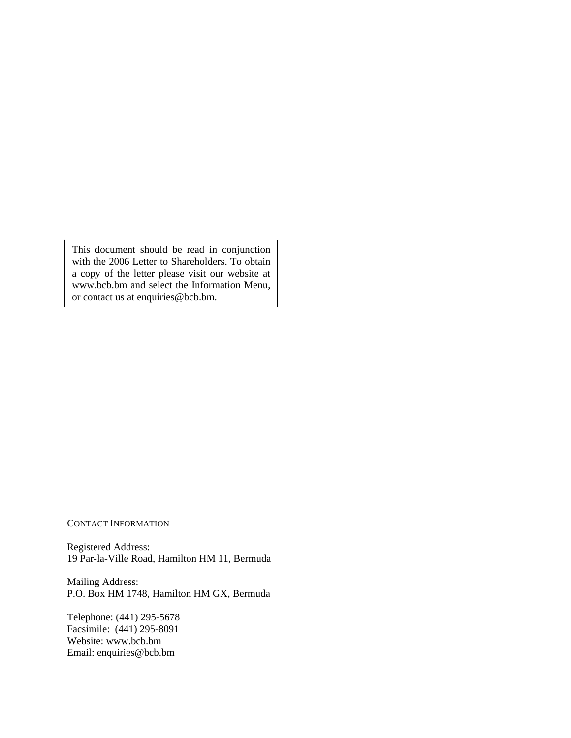> This document should be read in conjunction with the 2006 Letter to Shareholders. To obtain a copy of the letter please visit our website at www.bcb.bm and select the Information Menu, or contact us at enquiries@bcb.bm.

CONTACT INFORMATION

Registered Address:
19 Par-la-Ville Road, Hamilton HM 11, Bermuda

Mailing Address:
P.O. Box HM 1748, Hamilton HM GX, Bermuda

Telephone: (441) 295-5678
Facsimile: (441) 295-8091
Website: www.bcb.bm
Email: enquiries@bcb.bm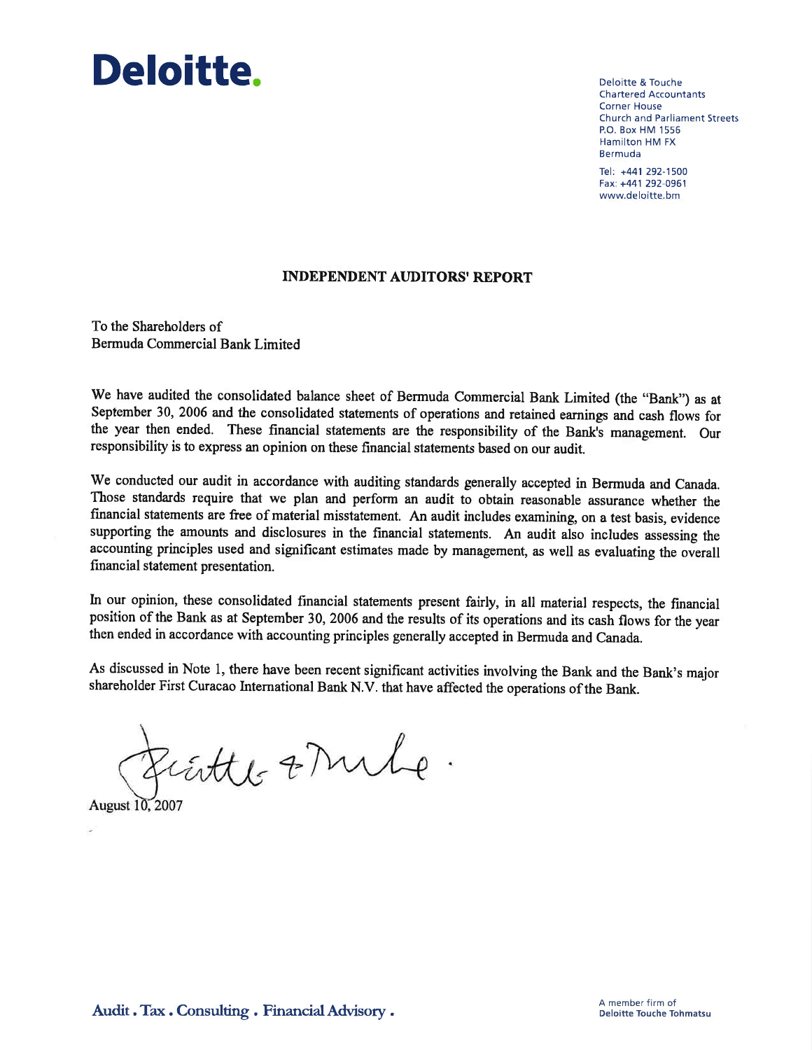# Deloitte.

Deloitte & Touche
Chartered Accountants
Corner House
Church and Parliament Streets
P.O. Box HM 1556
Hamilton HM FX
Bermuda

Tel: +441 292-1500
Fax: +441 292-0961
www.deloitte.bm

## INDEPENDENT AUDITORS' REPORT

To the Shareholders of
Bermuda Commercial Bank Limited

We have audited the consolidated balance sheet of Bermuda Commercial Bank Limited (the "Bank") as at September 30, 2006 and the consolidated statements of operations and retained earnings and cash flows for the year then ended. These financial statements are the responsibility of the Bank's management. Our responsibility is to express an opinion on these financial statements based on our audit.

We conducted our audit in accordance with auditing standards generally accepted in Bermuda and Canada. Those standards require that we plan and perform an audit to obtain reasonable assurance whether the financial statements are free of material misstatement. An audit includes examining, on a test basis, evidence supporting the amounts and disclosures in the financial statements. An audit also includes assessing the accounting principles used and significant estimates made by management, as well as evaluating the overall financial statement presentation.

In our opinion, these consolidated financial statements present fairly, in all material respects, the financial position of the Bank as at September 30, 2006 and the results of its operations and its cash flows for the year then ended in accordance with accounting principles generally accepted in Bermuda and Canada.

As discussed in Note 1, there have been recent significant activities involving the Bank and the Bank's major shareholder First Curacao International Bank N.V. that have affected the operations of the Bank.

Deloitte & Touche.

August 10, 2007

**Audit . Tax . Consulting . Financial Advisory .**

A member firm of
Deloitte Touche Tohmatsu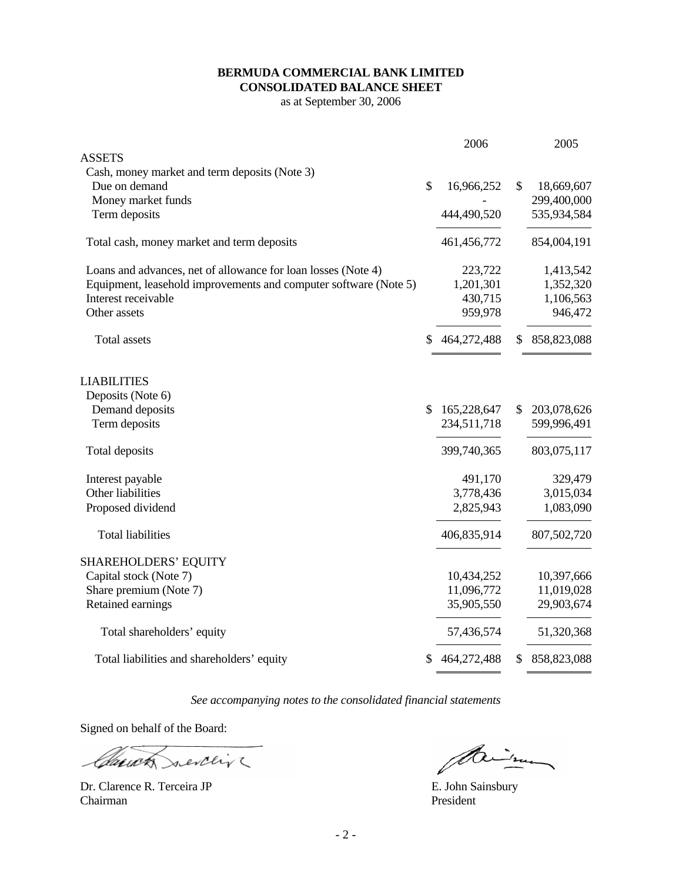**BERMUDA COMMERCIAL BANK LIMITED**
**CONSOLIDATED BALANCE SHEET**
as at September 30, 2006

| | 2006 | 2005 |
|---|---|---|
| ASSETS | | |
| Cash, money market and term deposits (Note 3) | | |
| Due on demand | $ 16,966,252 | $ 18,669,607 |
| Money market funds | - | 299,400,000 |
| Term deposits | 444,490,520 | 535,934,584 |
| Total cash, money market and term deposits | 461,456,772 | 854,004,191 |
| Loans and advances, net of allowance for loan losses (Note 4) | 223,722 | 1,413,542 |
| Equipment, leasehold improvements and computer software (Note 5) | 1,201,301 | 1,352,320 |
| Interest receivable | 430,715 | 1,106,563 |
| Other assets | 959,978 | 946,472 |
| Total assets | $ 464,272,488 | $ 858,823,088 |
| LIABILITIES | | |
| Deposits (Note 6) | | |
| Demand deposits | $ 165,228,647 | $ 203,078,626 |
| Term deposits | 234,511,718 | 599,996,491 |
| Total deposits | 399,740,365 | 803,075,117 |
| Interest payable | 491,170 | 329,479 |
| Other liabilities | 3,778,436 | 3,015,034 |
| Proposed dividend | 2,825,943 | 1,083,090 |
| Total liabilities | 406,835,914 | 807,502,720 |
| SHAREHOLDERS' EQUITY | | |
| Capital stock (Note 7) | 10,434,252 | 10,397,666 |
| Share premium (Note 7) | 11,096,772 | 11,019,028 |
| Retained earnings | 35,905,550 | 29,903,674 |
| Total shareholders' equity | 57,436,574 | 51,320,368 |
| Total liabilities and shareholders' equity | $ 464,272,488 | $ 858,823,088 |

*See accompanying notes to the consolidated financial statements*

Signed on behalf of the Board:

Dr. Clarence R. Terceira JP
Chairman

E. John Sainsbury
President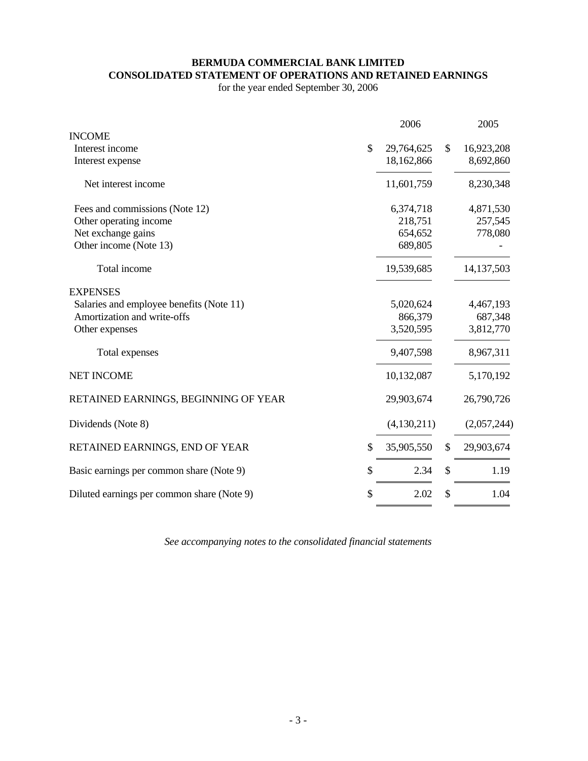**BERMUDA COMMERCIAL BANK LIMITED**
**CONSOLIDATED STATEMENT OF OPERATIONS AND RETAINED EARNINGS**
for the year ended September 30, 2006

| | 2006 | 2005 |
|---|---|---|
| INCOME | | |
| Interest income | $ 29,764,625 | $ 16,923,208 |
| Interest expense | 18,162,866 | 8,692,860 |
| Net interest income | 11,601,759 | 8,230,348 |
| Fees and commissions (Note 12) | 6,374,718 | 4,871,530 |
| Other operating income | 218,751 | 257,545 |
| Net exchange gains | 654,652 | 778,080 |
| Other income (Note 13) | 689,805 | - |
| Total income | 19,539,685 | 14,137,503 |
| EXPENSES | | |
| Salaries and employee benefits (Note 11) | 5,020,624 | 4,467,193 |
| Amortization and write-offs | 866,379 | 687,348 |
| Other expenses | 3,520,595 | 3,812,770 |
| Total expenses | 9,407,598 | 8,967,311 |
| NET INCOME | 10,132,087 | 5,170,192 |
| RETAINED EARNINGS, BEGINNING OF YEAR | 29,903,674 | 26,790,726 |
| Dividends (Note 8) | (4,130,211) | (2,057,244) |
| RETAINED EARNINGS, END OF YEAR | $ 35,905,550 | $ 29,903,674 |
| Basic earnings per common share (Note 9) | $ 2.34 | $ 1.19 |
| Diluted earnings per common share (Note 9) | $ 2.02 | $ 1.04 |

*See accompanying notes to the consolidated financial statements*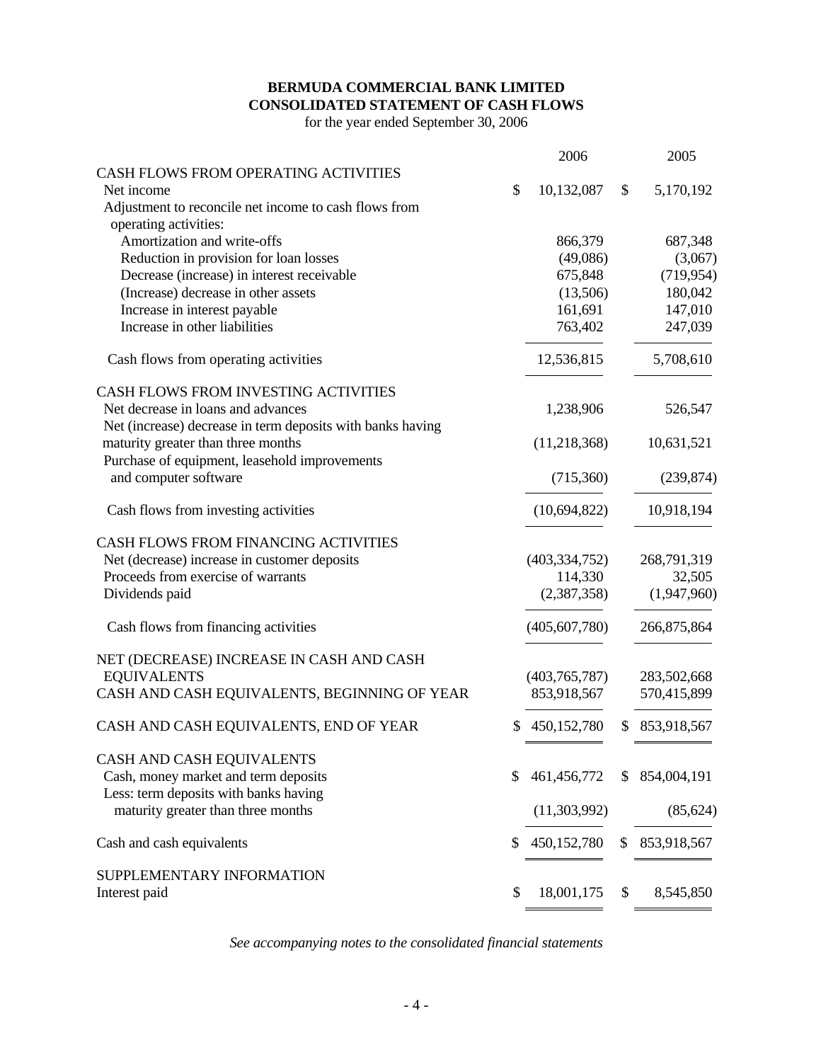**BERMUDA COMMERCIAL BANK LIMITED**
**CONSOLIDATED STATEMENT OF CASH FLOWS**
for the year ended September 30, 2006

| | 2006 | 2005 |
|---|---|---|
| CASH FLOWS FROM OPERATING ACTIVITIES | | |
| Net income | $ 10,132,087 | $ 5,170,192 |
| Adjustment to reconcile net income to cash flows from operating activities: | | |
| Amortization and write-offs | 866,379 | 687,348 |
| Reduction in provision for loan losses | (49,086) | (3,067) |
| Decrease (increase) in interest receivable | 675,848 | (719,954) |
| (Increase) decrease in other assets | (13,506) | 180,042 |
| Increase in interest payable | 161,691 | 147,010 |
| Increase in other liabilities | 763,402 | 247,039 |
| Cash flows from operating activities | 12,536,815 | 5,708,610 |
| CASH FLOWS FROM INVESTING ACTIVITIES | | |
| Net decrease in loans and advances | 1,238,906 | 526,547 |
| Net (increase) decrease in term deposits with banks having maturity greater than three months | (11,218,368) | 10,631,521 |
| Purchase of equipment, leasehold improvements and computer software | (715,360) | (239,874) |
| Cash flows from investing activities | (10,694,822) | 10,918,194 |
| CASH FLOWS FROM FINANCING ACTIVITIES | | |
| Net (decrease) increase in customer deposits | (403,334,752) | 268,791,319 |
| Proceeds from exercise of warrants | 114,330 | 32,505 |
| Dividends paid | (2,387,358) | (1,947,960) |
| Cash flows from financing activities | (405,607,780) | 266,875,864 |
| NET (DECREASE) INCREASE IN CASH AND CASH EQUIVALENTS | (403,765,787) | 283,502,668 |
| CASH AND CASH EQUIVALENTS, BEGINNING OF YEAR | 853,918,567 | 570,415,899 |
| CASH AND CASH EQUIVALENTS, END OF YEAR | $ 450,152,780 | $ 853,918,567 |
| CASH AND CASH EQUIVALENTS | | |
| Cash, money market and term deposits | $ 461,456,772 | $ 854,004,191 |
| Less: term deposits with banks having maturity greater than three months | (11,303,992) | (85,624) |
| Cash and cash equivalents | $ 450,152,780 | $ 853,918,567 |
| SUPPLEMENTARY INFORMATION | | |
| Interest paid | $ 18,001,175 | $ 8,545,850 |

*See accompanying notes to the consolidated financial statements*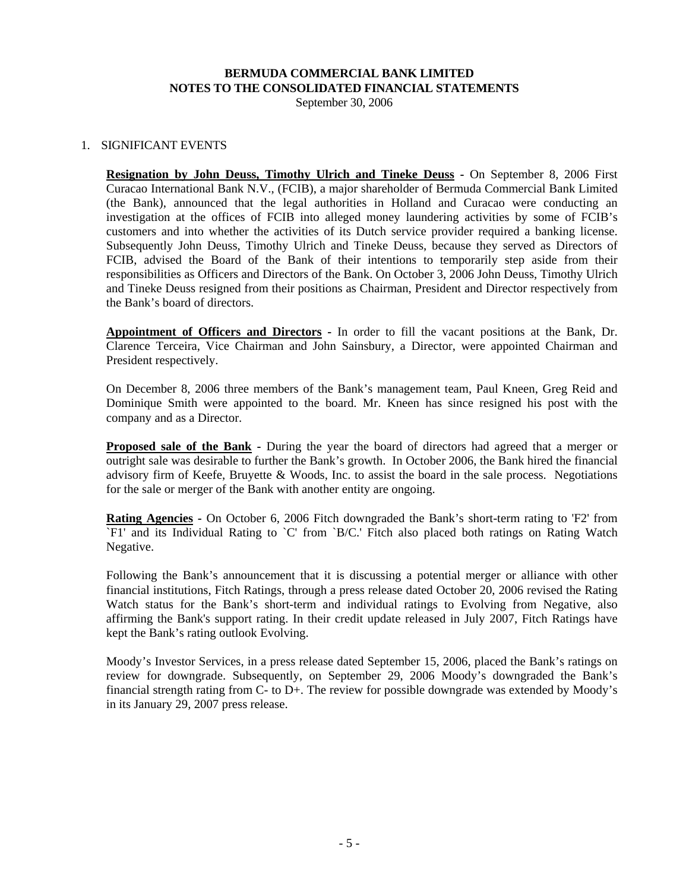**BERMUDA COMMERCIAL BANK LIMITED**
**NOTES TO THE CONSOLIDATED FINANCIAL STATEMENTS**
September 30, 2006

1. SIGNIFICANT EVENTS

**Resignation by John Deuss, Timothy Ulrich and Tineke Deuss** - On September 8, 2006 First Curacao International Bank N.V., (FCIB), a major shareholder of Bermuda Commercial Bank Limited (the Bank), announced that the legal authorities in Holland and Curacao were conducting an investigation at the offices of FCIB into alleged money laundering activities by some of FCIB's customers and into whether the activities of its Dutch service provider required a banking license. Subsequently John Deuss, Timothy Ulrich and Tineke Deuss, because they served as Directors of FCIB, advised the Board of the Bank of their intentions to temporarily step aside from their responsibilities as Officers and Directors of the Bank. On October 3, 2006 John Deuss, Timothy Ulrich and Tineke Deuss resigned from their positions as Chairman, President and Director respectively from the Bank's board of directors.

**Appointment of Officers and Directors** - In order to fill the vacant positions at the Bank, Dr. Clarence Terceira, Vice Chairman and John Sainsbury, a Director, were appointed Chairman and President respectively.

On December 8, 2006 three members of the Bank's management team, Paul Kneen, Greg Reid and Dominique Smith were appointed to the board. Mr. Kneen has since resigned his post with the company and as a Director.

**Proposed sale of the Bank** - During the year the board of directors had agreed that a merger or outright sale was desirable to further the Bank's growth. In October 2006, the Bank hired the financial advisory firm of Keefe, Bruyette & Woods, Inc. to assist the board in the sale process. Negotiations for the sale or merger of the Bank with another entity are ongoing.

**Rating Agencies** - On October 6, 2006 Fitch downgraded the Bank's short-term rating to 'F2' from `F1' and its Individual Rating to `C' from `B/C.' Fitch also placed both ratings on Rating Watch Negative.

Following the Bank's announcement that it is discussing a potential merger or alliance with other financial institutions, Fitch Ratings, through a press release dated October 20, 2006 revised the Rating Watch status for the Bank's short-term and individual ratings to Evolving from Negative, also affirming the Bank's support rating. In their credit update released in July 2007, Fitch Ratings have kept the Bank's rating outlook Evolving.

Moody's Investor Services, in a press release dated September 15, 2006, placed the Bank's ratings on review for downgrade. Subsequently, on September 29, 2006 Moody's downgraded the Bank's financial strength rating from C- to D+. The review for possible downgrade was extended by Moody's in its January 29, 2007 press release.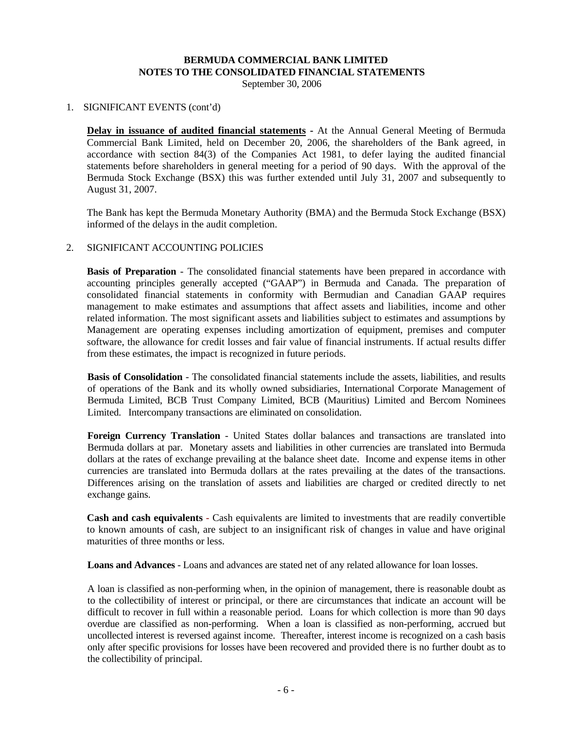**BERMUDA COMMERCIAL BANK LIMITED**
**NOTES TO THE CONSOLIDATED FINANCIAL STATEMENTS**
September 30, 2006

1. SIGNIFICANT EVENTS (cont'd)

**Delay in issuance of audited financial statements** - At the Annual General Meeting of Bermuda Commercial Bank Limited, held on December 20, 2006, the shareholders of the Bank agreed, in accordance with section 84(3) of the Companies Act 1981, to defer laying the audited financial statements before shareholders in general meeting for a period of 90 days. With the approval of the Bermuda Stock Exchange (BSX) this was further extended until July 31, 2007 and subsequently to August 31, 2007.

The Bank has kept the Bermuda Monetary Authority (BMA) and the Bermuda Stock Exchange (BSX) informed of the delays in the audit completion.

2. SIGNIFICANT ACCOUNTING POLICIES

**Basis of Preparation** - The consolidated financial statements have been prepared in accordance with accounting principles generally accepted ("GAAP") in Bermuda and Canada. The preparation of consolidated financial statements in conformity with Bermudian and Canadian GAAP requires management to make estimates and assumptions that affect assets and liabilities, income and other related information. The most significant assets and liabilities subject to estimates and assumptions by Management are operating expenses including amortization of equipment, premises and computer software, the allowance for credit losses and fair value of financial instruments. If actual results differ from these estimates, the impact is recognized in future periods.

**Basis of Consolidation** - The consolidated financial statements include the assets, liabilities, and results of operations of the Bank and its wholly owned subsidiaries, International Corporate Management of Bermuda Limited, BCB Trust Company Limited, BCB (Mauritius) Limited and Bercom Nominees Limited. Intercompany transactions are eliminated on consolidation.

**Foreign Currency Translation** - United States dollar balances and transactions are translated into Bermuda dollars at par. Monetary assets and liabilities in other currencies are translated into Bermuda dollars at the rates of exchange prevailing at the balance sheet date. Income and expense items in other currencies are translated into Bermuda dollars at the rates prevailing at the dates of the transactions. Differences arising on the translation of assets and liabilities are charged or credited directly to net exchange gains.

**Cash and cash equivalents** - Cash equivalents are limited to investments that are readily convertible to known amounts of cash, are subject to an insignificant risk of changes in value and have original maturities of three months or less.

**Loans and Advances** - Loans and advances are stated net of any related allowance for loan losses.

A loan is classified as non-performing when, in the opinion of management, there is reasonable doubt as to the collectibility of interest or principal, or there are circumstances that indicate an account will be difficult to recover in full within a reasonable period. Loans for which collection is more than 90 days overdue are classified as non-performing. When a loan is classified as non-performing, accrued but uncollected interest is reversed against income. Thereafter, interest income is recognized on a cash basis only after specific provisions for losses have been recovered and provided there is no further doubt as to the collectibility of principal.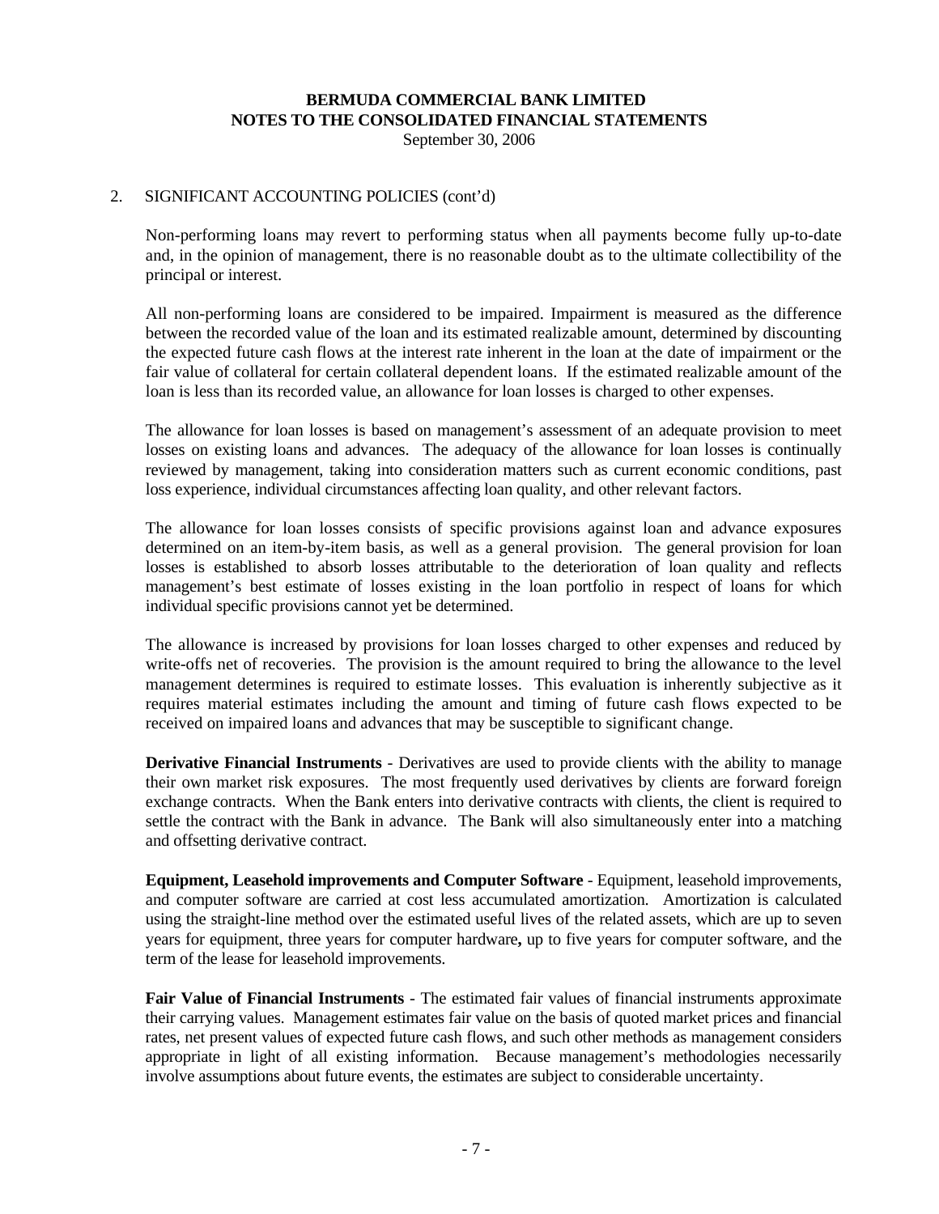## 2. SIGNIFICANT ACCOUNTING POLICIES (cont'd)

Non-performing loans may revert to performing status when all payments become fully up-to-date and, in the opinion of management, there is no reasonable doubt as to the ultimate collectibility of the principal or interest.

All non-performing loans are considered to be impaired. Impairment is measured as the difference between the recorded value of the loan and its estimated realizable amount, determined by discounting the expected future cash flows at the interest rate inherent in the loan at the date of impairment or the fair value of collateral for certain collateral dependent loans. If the estimated realizable amount of the loan is less than its recorded value, an allowance for loan losses is charged to other expenses.

The allowance for loan losses is based on management's assessment of an adequate provision to meet losses on existing loans and advances. The adequacy of the allowance for loan losses is continually reviewed by management, taking into consideration matters such as current economic conditions, past loss experience, individual circumstances affecting loan quality, and other relevant factors.

The allowance for loan losses consists of specific provisions against loan and advance exposures determined on an item-by-item basis, as well as a general provision. The general provision for loan losses is established to absorb losses attributable to the deterioration of loan quality and reflects management's best estimate of losses existing in the loan portfolio in respect of loans for which individual specific provisions cannot yet be determined.

The allowance is increased by provisions for loan losses charged to other expenses and reduced by write-offs net of recoveries. The provision is the amount required to bring the allowance to the level management determines is required to estimate losses. This evaluation is inherently subjective as it requires material estimates including the amount and timing of future cash flows expected to be received on impaired loans and advances that may be susceptible to significant change.

**Derivative Financial Instruments** - Derivatives are used to provide clients with the ability to manage their own market risk exposures. The most frequently used derivatives by clients are forward foreign exchange contracts. When the Bank enters into derivative contracts with clients, the client is required to settle the contract with the Bank in advance. The Bank will also simultaneously enter into a matching and offsetting derivative contract.

**Equipment, Leasehold improvements and Computer Software** - Equipment, leasehold improvements, and computer software are carried at cost less accumulated amortization. Amortization is calculated using the straight-line method over the estimated useful lives of the related assets, which are up to seven years for equipment, three years for computer hardware, up to five years for computer software, and the term of the lease for leasehold improvements.

**Fair Value of Financial Instruments** - The estimated fair values of financial instruments approximate their carrying values. Management estimates fair value on the basis of quoted market prices and financial rates, net present values of expected future cash flows, and such other methods as management considers appropriate in light of all existing information. Because management's methodologies necessarily involve assumptions about future events, the estimates are subject to considerable uncertainty.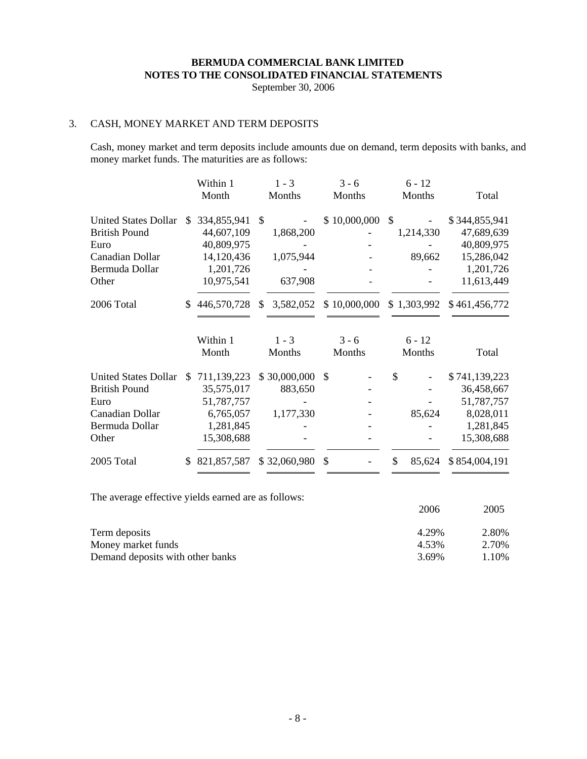**BERMUDA COMMERCIAL BANK LIMITED**
**NOTES TO THE CONSOLIDATED FINANCIAL STATEMENTS**
September 30, 2006

## 3. CASH, MONEY MARKET AND TERM DEPOSITS

Cash, money market and term deposits include amounts due on demand, term deposits with banks, and money market funds. The maturities are as follows:

| | Within 1 Month | 1 - 3 Months | 3 - 6 Months | 6 - 12 Months | Total |
|---|---|---|---|---|---|
| United States Dollar | $ 334,855,941 | $ - | $ 10,000,000 | $ - | $ 344,855,941 |
| British Pound | 44,607,109 | 1,868,200 | - | 1,214,330 | 47,689,639 |
| Euro | 40,809,975 | - | - | - | 40,809,975 |
| Canadian Dollar | 14,120,436 | 1,075,944 | - | 89,662 | 15,286,042 |
| Bermuda Dollar | 1,201,726 | - | - | - | 1,201,726 |
| Other | 10,975,541 | 637,908 | - | - | 11,613,449 |
| 2006 Total | $ 446,570,728 | $ 3,582,052 | $ 10,000,000 | $ 1,303,992 | $ 461,456,772 |

| | Within 1 Month | 1 - 3 Months | 3 - 6 Months | 6 - 12 Months | Total |
|---|---|---|---|---|---|
| United States Dollar | $ 711,139,223 | $ 30,000,000 | $ - | $ - | $ 741,139,223 |
| British Pound | 35,575,017 | 883,650 | - | - | 36,458,667 |
| Euro | 51,787,757 | - | - | - | 51,787,757 |
| Canadian Dollar | 6,765,057 | 1,177,330 | - | 85,624 | 8,028,011 |
| Bermuda Dollar | 1,281,845 | - | - | - | 1,281,845 |
| Other | 15,308,688 | - | - | - | 15,308,688 |
| 2005 Total | $ 821,857,587 | $ 32,060,980 | $ - | $ 85,624 | $ 854,004,191 |

The average effective yields earned are as follows:

| | 2006 | 2005 |
|---|---|---|
| Term deposits | 4.29% | 2.80% |
| Money market funds | 4.53% | 2.70% |
| Demand deposits with other banks | 3.69% | 1.10% |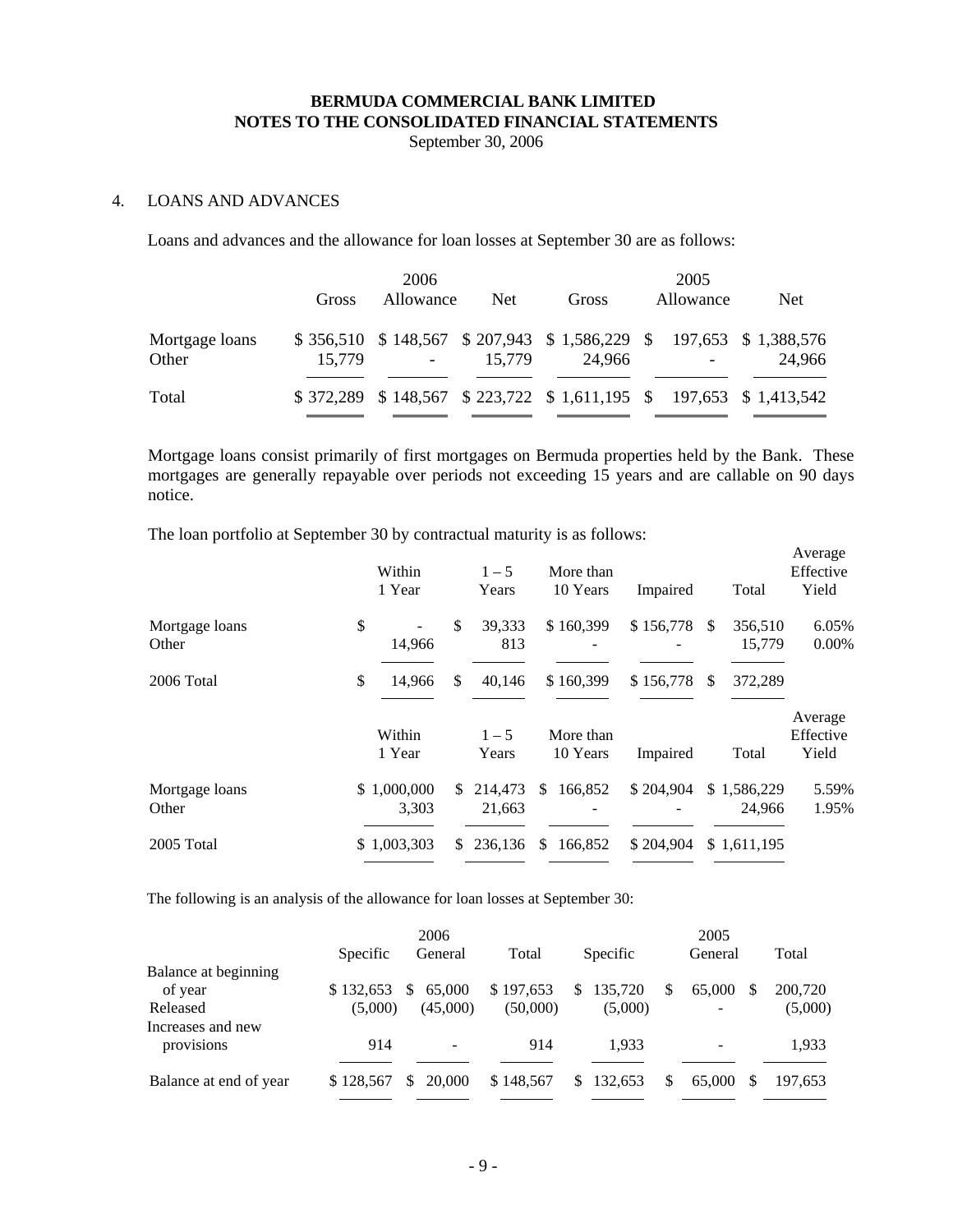**BERMUDA COMMERCIAL BANK LIMITED**
**NOTES TO THE CONSOLIDATED FINANCIAL STATEMENTS**
September 30, 2006

4. LOANS AND ADVANCES

Loans and advances and the allowance for loan losses at September 30 are as follows:

| | 2006 | | | 2005 | | |
|---|---|---|---|---|---|---|
| | Gross | Allowance | Net | Gross | Allowance | Net |
| Mortgage loans | $ 356,510 | $ 148,567 | $ 207,943 | $ 1,586,229 | $ 197,653 | $ 1,388,576 |
| Other | 15,779 | - | 15,779 | 24,966 | - | 24,966 |
| Total | $ 372,289 | $ 148,567 | $ 223,722 | $ 1,611,195 | $ 197,653 | $ 1,413,542 |

Mortgage loans consist primarily of first mortgages on Bermuda properties held by the Bank. These mortgages are generally repayable over periods not exceeding 15 years and are callable on 90 days notice.

The loan portfolio at September 30 by contractual maturity is as follows:

| | Within 1 Year | 1 – 5 Years | More than 10 Years | Impaired | Total | Average Effective Yield |
|---|---|---|---|---|---|---|
| Mortgage loans | $ - | $ 39,333 | $ 160,399 | $ 156,778 | $ 356,510 | 6.05% |
| Other | 14,966 | 813 | - | - | 15,779 | 0.00% |
| 2006 Total | $ 14,966 | $ 40,146 | $ 160,399 | $ 156,778 | $ 372,289 | |

| | Within 1 Year | 1 – 5 Years | More than 10 Years | Impaired | Total | Average Effective Yield |
|---|---|---|---|---|---|---|
| Mortgage loans | $ 1,000,000 | $ 214,473 | $ 166,852 | $ 204,904 | $ 1,586,229 | 5.59% |
| Other | 3,303 | 21,663 | - | - | 24,966 | 1.95% |
| 2005 Total | $ 1,003,303 | $ 236,136 | $ 166,852 | $ 204,904 | $ 1,611,195 | |

The following is an analysis of the allowance for loan losses at September 30:

| | 2006 | | | 2005 | | |
|---|---|---|---|---|---|---|
| | Specific | General | Total | Specific | General | Total |
| Balance at beginning of year | $ 132,653 | $ 65,000 | $ 197,653 | $ 135,720 | $ 65,000 | $ 200,720 |
| Released | (5,000) | (45,000) | (50,000) | (5,000) | - | (5,000) |
| Increases and new provisions | 914 | - | 914 | 1,933 | - | 1,933 |
| Balance at end of year | $ 128,567 | $ 20,000 | $ 148,567 | $ 132,653 | $ 65,000 | $ 197,653 |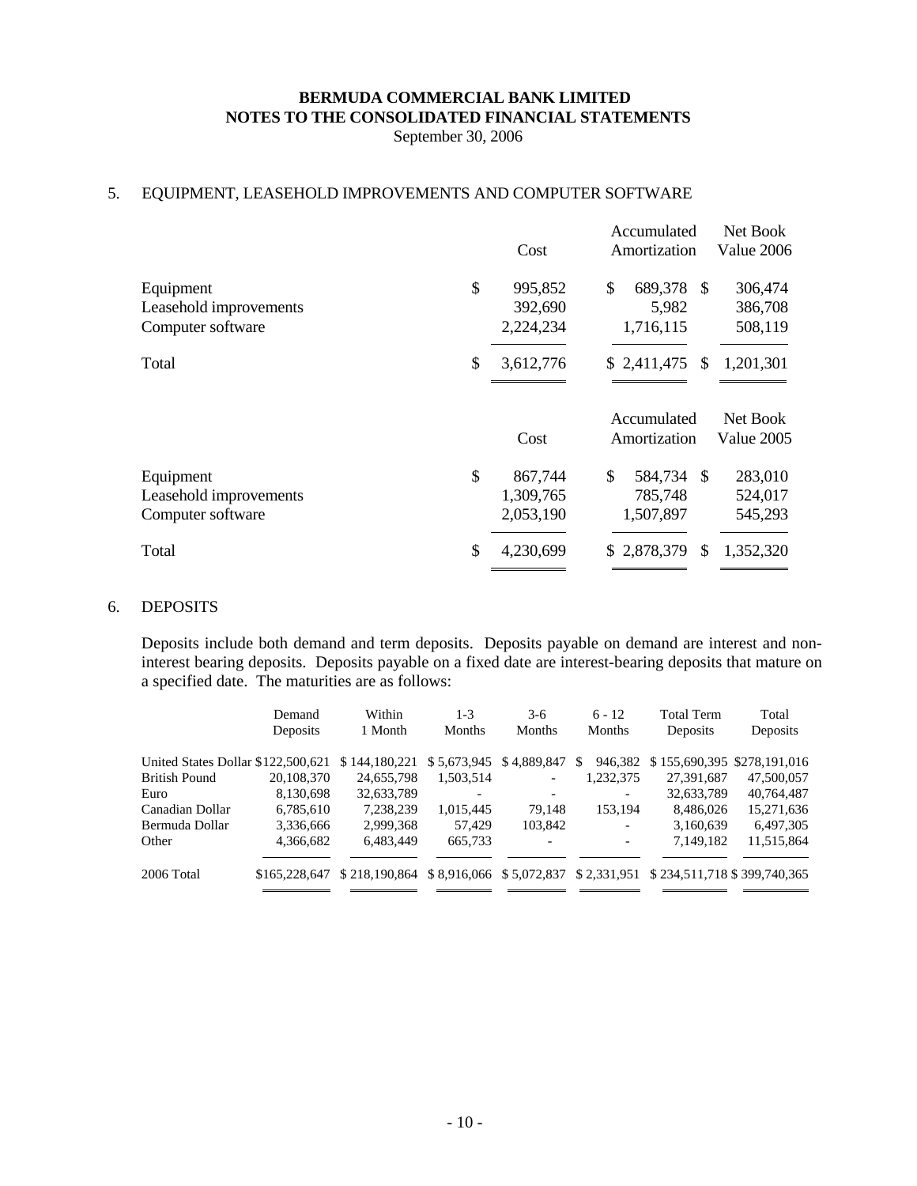**BERMUDA COMMERCIAL BANK LIMITED**
**NOTES TO THE CONSOLIDATED FINANCIAL STATEMENTS**
September 30, 2006

## 5. EQUIPMENT, LEASEHOLD IMPROVEMENTS AND COMPUTER SOFTWARE

| | Cost | Accumulated Amortization | Net Book Value 2006 |
|---|---|---|---|
| Equipment | $ 995,852 | $ 689,378 | $ 306,474 |
| Leasehold improvements | 392,690 | 5,982 | 386,708 |
| Computer software | 2,224,234 | 1,716,115 | 508,119 |
| Total | $ 3,612,776 | $ 2,411,475 | $ 1,201,301 |

| | Cost | Accumulated Amortization | Net Book Value 2005 |
|---|---|---|---|
| Equipment | $ 867,744 | $ 584,734 | $ 283,010 |
| Leasehold improvements | 1,309,765 | 785,748 | 524,017 |
| Computer software | 2,053,190 | 1,507,897 | 545,293 |
| Total | $ 4,230,699 | $ 2,878,379 | $ 1,352,320 |

## 6. DEPOSITS

Deposits include both demand and term deposits. Deposits payable on demand are interest and non-interest bearing deposits. Deposits payable on a fixed date are interest-bearing deposits that mature on a specified date. The maturities are as follows:

| | Demand Deposits | Within 1 Month | 1-3 Months | 3-6 Months | 6 - 12 Months | Total Term Deposits | Total Deposits |
|---|---|---|---|---|---|---|---|
| United States Dollar | $122,500,621 | $ 144,180,221 | $ 5,673,945 | $ 4,889,847 | $ 946,382 | $ 155,690,395 | $278,191,016 |
| British Pound | 20,108,370 | 24,655,798 | 1,503,514 | - | 1,232,375 | 27,391,687 | 47,500,057 |
| Euro | 8,130,698 | 32,633,789 | - | - | - | 32,633,789 | 40,764,487 |
| Canadian Dollar | 6,785,610 | 7,238,239 | 1,015,445 | 79,148 | 153,194 | 8,486,026 | 15,271,636 |
| Bermuda Dollar | 3,336,666 | 2,999,368 | 57,429 | 103,842 | - | 3,160,639 | 6,497,305 |
| Other | 4,366,682 | 6,483,449 | 665,733 | - | - | 7,149,182 | 11,515,864 |
| 2006 Total | $165,228,647 | $ 218,190,864 | $ 8,916,066 | $ 5,072,837 | $ 2,331,951 | $ 234,511,718 | $ 399,740,365 |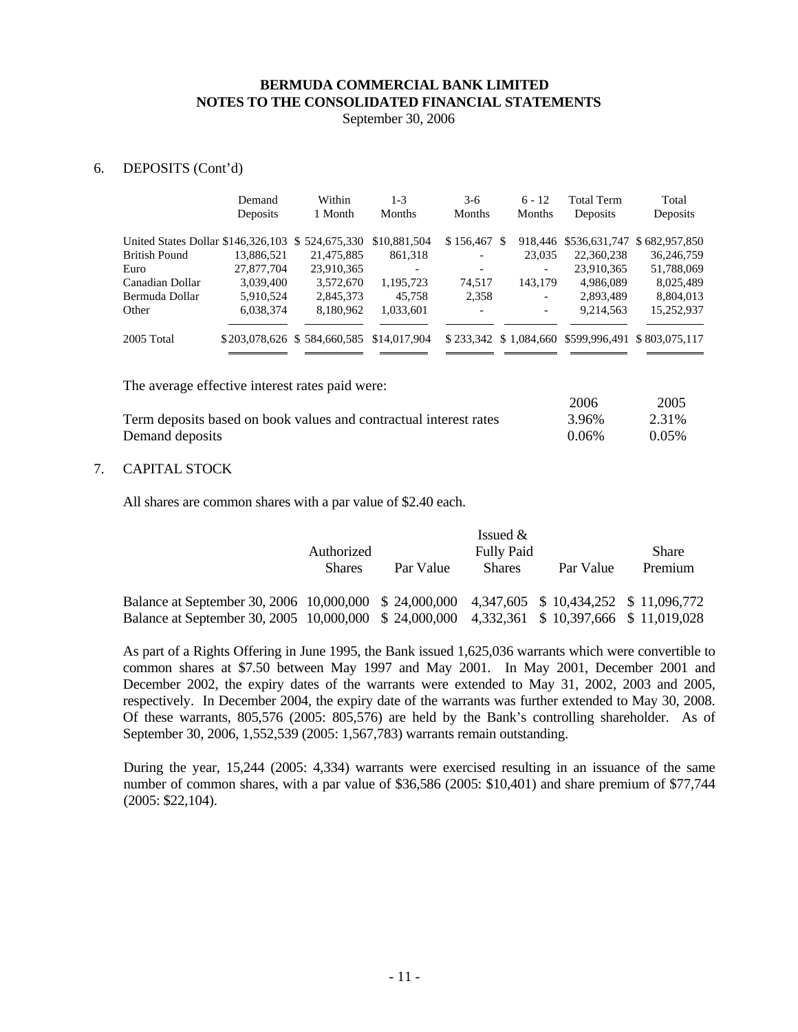**BERMUDA COMMERCIAL BANK LIMITED**
**NOTES TO THE CONSOLIDATED FINANCIAL STATEMENTS**
September 30, 2006

6. DEPOSITS (Cont'd)

| | Demand Deposits | Within 1 Month | 1-3 Months | 3-6 Months | 6 - 12 Months | Total Term Deposits | Total Deposits |
|---|---|---|---|---|---|---|---|
| United States Dollar | $146,326,103 | $ 524,675,330 | $10,881,504 | $ 156,467 | $ 918,446 | $536,631,747 | $ 682,957,850 |
| British Pound | 13,886,521 | 21,475,885 | 861,318 | - | 23,035 | 22,360,238 | 36,246,759 |
| Euro | 27,877,704 | 23,910,365 | - | - | - | 23,910,365 | 51,788,069 |
| Canadian Dollar | 3,039,400 | 3,572,670 | 1,195,723 | 74,517 | 143,179 | 4,986,089 | 8,025,489 |
| Bermuda Dollar | 5,910,524 | 2,845,373 | 45,758 | 2,358 | - | 2,893,489 | 8,804,013 |
| Other | 6,038,374 | 8,180,962 | 1,033,601 | - | - | 9,214,563 | 15,252,937 |
| 2005 Total | $203,078,626 | $ 584,660,585 | $14,017,904 | $ 233,342 | $ 1,084,660 | $599,996,491 | $ 803,075,117 |

The average effective interest rates paid were:

| | 2006 | 2005 |
|---|---|---|
| Term deposits based on book values and contractual interest rates | 3.96% | 2.31% |
| Demand deposits | 0.06% | 0.05% |

7. CAPITAL STOCK

All shares are common shares with a par value of $2.40 each.

| | Authorized Shares | Par Value | Issued & Fully Paid Shares | Par Value | Share Premium |
|---|---|---|---|---|---|
| Balance at September 30, 2006 | 10,000,000 | $ 24,000,000 | 4,347,605 | $ 10,434,252 | $ 11,096,772 |
| Balance at September 30, 2005 | 10,000,000 | $ 24,000,000 | 4,332,361 | $ 10,397,666 | $ 11,019,028 |

As part of a Rights Offering in June 1995, the Bank issued 1,625,036 warrants which were convertible to common shares at $7.50 between May 1997 and May 2001. In May 2001, December 2001 and December 2002, the expiry dates of the warrants were extended to May 31, 2002, 2003 and 2005, respectively. In December 2004, the expiry date of the warrants was further extended to May 30, 2008. Of these warrants, 805,576 (2005: 805,576) are held by the Bank's controlling shareholder. As of September 30, 2006, 1,552,539 (2005: 1,567,783) warrants remain outstanding.

During the year, 15,244 (2005: 4,334) warrants were exercised resulting in an issuance of the same number of common shares, with a par value of $36,586 (2005: $10,401) and share premium of $77,744 (2005: $22,104).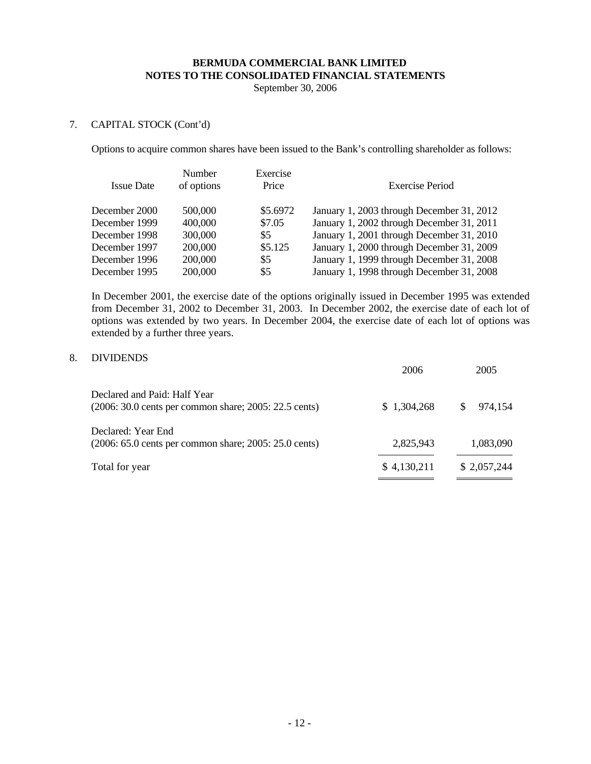**BERMUDA COMMERCIAL BANK LIMITED**
**NOTES TO THE CONSOLIDATED FINANCIAL STATEMENTS**
September 30, 2006

7. CAPITAL STOCK (Cont'd)

Options to acquire common shares have been issued to the Bank's controlling shareholder as follows:

| Issue Date | Number of options | Exercise Price | Exercise Period |
|---|---|---|---|
| December 2000 | 500,000 | \$5.6972 | January 1, 2003 through December 31, 2012 |
| December 1999 | 400,000 | \$7.05 | January 1, 2002 through December 31, 2011 |
| December 1998 | 300,000 | \$5 | January 1, 2001 through December 31, 2010 |
| December 1997 | 200,000 | \$5.125 | January 1, 2000 through December 31, 2009 |
| December 1996 | 200,000 | \$5 | January 1, 1999 through December 31, 2008 |
| December 1995 | 200,000 | \$5 | January 1, 1998 through December 31, 2008 |

In December 2001, the exercise date of the options originally issued in December 1995 was extended from December 31, 2002 to December 31, 2003. In December 2002, the exercise date of each lot of options was extended by two years. In December 2004, the exercise date of each lot of options was extended by a further three years.

8. DIVIDENDS

| | 2006 | 2005 |
|---|---|---|
| Declared and Paid: Half Year (2006: 30.0 cents per common share; 2005: 22.5 cents) | \$ 1,304,268 | \$ 974,154 |
| Declared: Year End (2006: 65.0 cents per common share; 2005: 25.0 cents) | 2,825,943 | 1,083,090 |
| Total for year | \$ 4,130,211 | \$ 2,057,244 |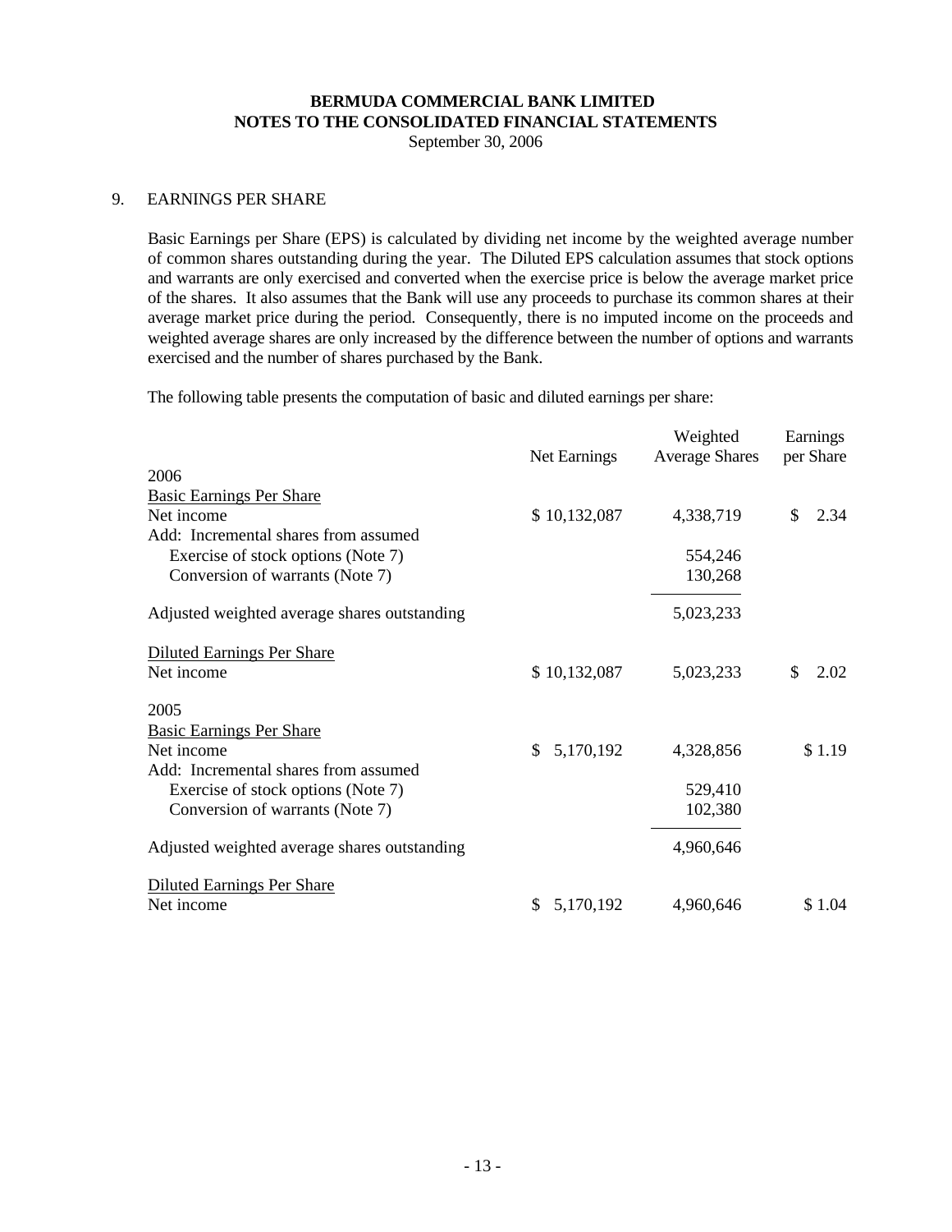**BERMUDA COMMERCIAL BANK LIMITED**
**NOTES TO THE CONSOLIDATED FINANCIAL STATEMENTS**
September 30, 2006

## 9. EARNINGS PER SHARE

Basic Earnings per Share (EPS) is calculated by dividing net income by the weighted average number of common shares outstanding during the year. The Diluted EPS calculation assumes that stock options and warrants are only exercised and converted when the exercise price is below the average market price of the shares. It also assumes that the Bank will use any proceeds to purchase its common shares at their average market price during the period. Consequently, there is no imputed income on the proceeds and weighted average shares are only increased by the difference between the number of options and warrants exercised and the number of shares purchased by the Bank.

The following table presents the computation of basic and diluted earnings per share:

| | Net Earnings | Weighted Average Shares | Earnings per Share |
|---|---|---|---|
| 2006 | | | |
| Basic Earnings Per Share | | | |
| Net income | $ 10,132,087 | 4,338,719 | $ 2.34 |
| Add: Incremental shares from assumed | | | |
| Exercise of stock options (Note 7) | | 554,246 | |
| Conversion of warrants (Note 7) | | 130,268 | |
| Adjusted weighted average shares outstanding | | 5,023,233 | |
| Diluted Earnings Per Share | | | |
| Net income | $ 10,132,087 | 5,023,233 | $ 2.02 |
| 2005 | | | |
| Basic Earnings Per Share | | | |
| Net income | $ 5,170,192 | 4,328,856 | $ 1.19 |
| Add: Incremental shares from assumed | | | |
| Exercise of stock options (Note 7) | | 529,410 | |
| Conversion of warrants (Note 7) | | 102,380 | |
| Adjusted weighted average shares outstanding | | 4,960,646 | |
| Diluted Earnings Per Share | | | |
| Net income | $ 5,170,192 | 4,960,646 | $ 1.04 |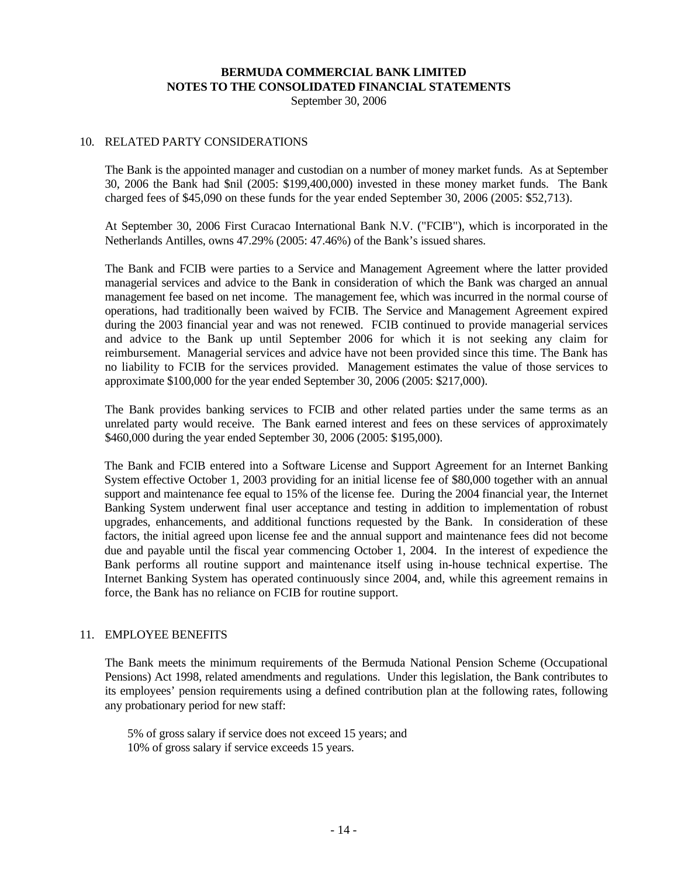**BERMUDA COMMERCIAL BANK LIMITED**
**NOTES TO THE CONSOLIDATED FINANCIAL STATEMENTS**
September 30, 2006

## 10. RELATED PARTY CONSIDERATIONS

The Bank is the appointed manager and custodian on a number of money market funds. As at September 30, 2006 the Bank had $nil (2005: $199,400,000) invested in these money market funds. The Bank charged fees of $45,090 on these funds for the year ended September 30, 2006 (2005: $52,713).

At September 30, 2006 First Curacao International Bank N.V. ("FCIB"), which is incorporated in the Netherlands Antilles, owns 47.29% (2005: 47.46%) of the Bank's issued shares.

The Bank and FCIB were parties to a Service and Management Agreement where the latter provided managerial services and advice to the Bank in consideration of which the Bank was charged an annual management fee based on net income. The management fee, which was incurred in the normal course of operations, had traditionally been waived by FCIB. The Service and Management Agreement expired during the 2003 financial year and was not renewed. FCIB continued to provide managerial services and advice to the Bank up until September 2006 for which it is not seeking any claim for reimbursement. Managerial services and advice have not been provided since this time. The Bank has no liability to FCIB for the services provided. Management estimates the value of those services to approximate $100,000 for the year ended September 30, 2006 (2005: $217,000).

The Bank provides banking services to FCIB and other related parties under the same terms as an unrelated party would receive. The Bank earned interest and fees on these services of approximately $460,000 during the year ended September 30, 2006 (2005: $195,000).

The Bank and FCIB entered into a Software License and Support Agreement for an Internet Banking System effective October 1, 2003 providing for an initial license fee of $80,000 together with an annual support and maintenance fee equal to 15% of the license fee. During the 2004 financial year, the Internet Banking System underwent final user acceptance and testing in addition to implementation of robust upgrades, enhancements, and additional functions requested by the Bank. In consideration of these factors, the initial agreed upon license fee and the annual support and maintenance fees did not become due and payable until the fiscal year commencing October 1, 2004. In the interest of expedience the Bank performs all routine support and maintenance itself using in-house technical expertise. The Internet Banking System has operated continuously since 2004, and, while this agreement remains in force, the Bank has no reliance on FCIB for routine support.

## 11. EMPLOYEE BENEFITS

The Bank meets the minimum requirements of the Bermuda National Pension Scheme (Occupational Pensions) Act 1998, related amendments and regulations. Under this legislation, the Bank contributes to its employees' pension requirements using a defined contribution plan at the following rates, following any probationary period for new staff:

5% of gross salary if service does not exceed 15 years; and
10% of gross salary if service exceeds 15 years.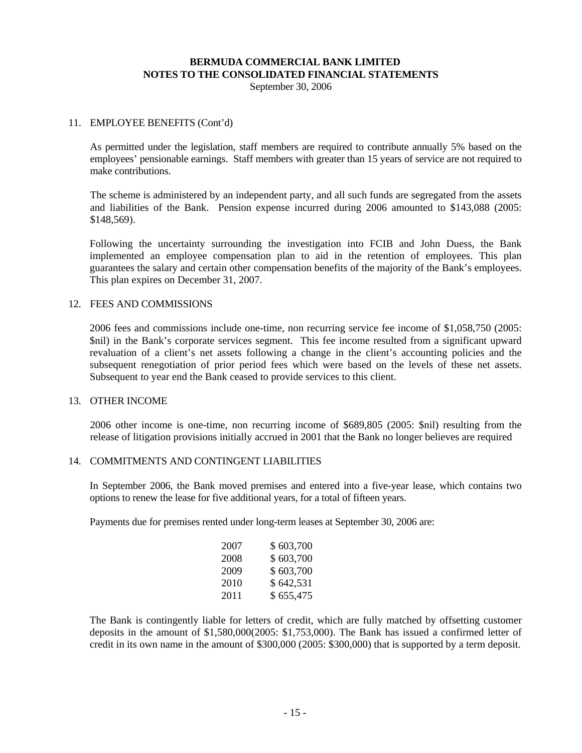**BERMUDA COMMERCIAL BANK LIMITED**
**NOTES TO THE CONSOLIDATED FINANCIAL STATEMENTS**
September 30, 2006

11. EMPLOYEE BENEFITS (Cont'd)

As permitted under the legislation, staff members are required to contribute annually 5% based on the employees' pensionable earnings. Staff members with greater than 15 years of service are not required to make contributions.

The scheme is administered by an independent party, and all such funds are segregated from the assets and liabilities of the Bank. Pension expense incurred during 2006 amounted to $143,088 (2005: $148,569).

Following the uncertainty surrounding the investigation into FCIB and John Duess, the Bank implemented an employee compensation plan to aid in the retention of employees. This plan guarantees the salary and certain other compensation benefits of the majority of the Bank's employees. This plan expires on December 31, 2007.

12. FEES AND COMMISSIONS

2006 fees and commissions include one-time, non recurring service fee income of $1,058,750 (2005: $nil) in the Bank's corporate services segment. This fee income resulted from a significant upward revaluation of a client's net assets following a change in the client's accounting policies and the subsequent renegotiation of prior period fees which were based on the levels of these net assets. Subsequent to year end the Bank ceased to provide services to this client.

13. OTHER INCOME

2006 other income is one-time, non recurring income of $689,805 (2005: $nil) resulting from the release of litigation provisions initially accrued in 2001 that the Bank no longer believes are required

14. COMMITMENTS AND CONTINGENT LIABILITIES

In September 2006, the Bank moved premises and entered into a five-year lease, which contains two options to renew the lease for five additional years, for a total of fifteen years.

Payments due for premises rented under long-term leases at September 30, 2006 are:

| | |
|---|---|
| 2007 | $ 603,700 |
| 2008 | $ 603,700 |
| 2009 | $ 603,700 |
| 2010 | $ 642,531 |
| 2011 | $ 655,475 |

The Bank is contingently liable for letters of credit, which are fully matched by offsetting customer deposits in the amount of $1,580,000(2005: $1,753,000). The Bank has issued a confirmed letter of credit in its own name in the amount of $300,000 (2005: $300,000) that is supported by a term deposit.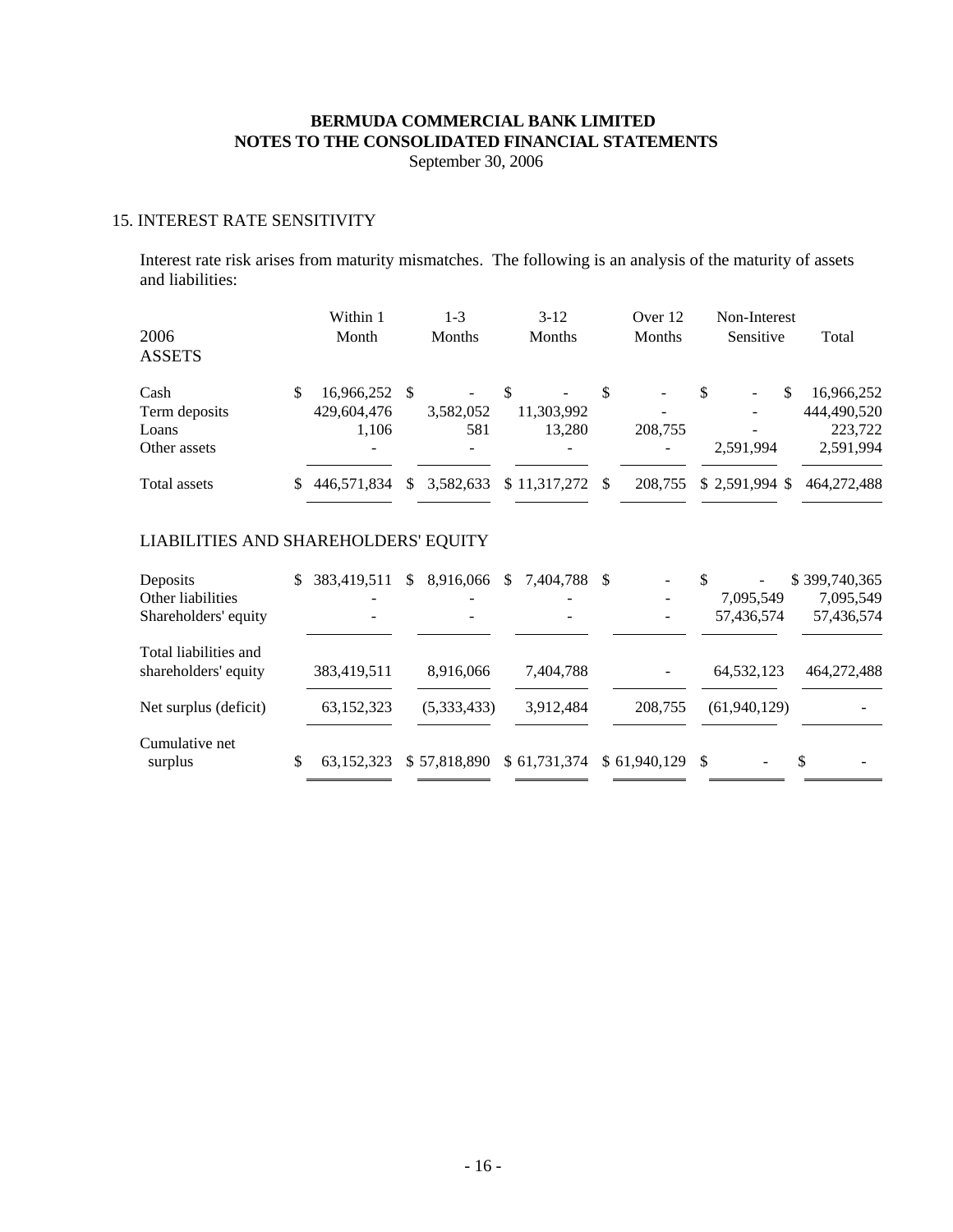**BERMUDA COMMERCIAL BANK LIMITED**
**NOTES TO THE CONSOLIDATED FINANCIAL STATEMENTS**
September 30, 2006

## 15. INTEREST RATE SENSITIVITY

Interest rate risk arises from maturity mismatches. The following is an analysis of the maturity of assets and liabilities:

| 2006 | Within 1 Month | 1-3 Months | 3-12 Months | Over 12 Months | Non-Interest Sensitive | Total |
|---|---|---|---|---|---|---|
| **ASSETS** | | | | | | |
| Cash | $ 16,966,252 | $ - | $ - | $ - | $ - | $ 16,966,252 |
| Term deposits | 429,604,476 | 3,582,052 | 11,303,992 | - | - | 444,490,520 |
| Loans | 1,106 | 581 | 13,280 | 208,755 | - | 223,722 |
| Other assets | - | - | - | - | 2,591,994 | 2,591,994 |
| Total assets | $ 446,571,834 | $ 3,582,633 | $ 11,317,272 | $ 208,755 | $ 2,591,994 | $ 464,272,488 |
| **LIABILITIES AND SHAREHOLDERS' EQUITY** | | | | | | |
| Deposits | $ 383,419,511 | $ 8,916,066 | $ 7,404,788 | $ - | $ - | $ 399,740,365 |
| Other liabilities | - | - | - | - | 7,095,549 | 7,095,549 |
| Shareholders' equity | - | - | - | - | 57,436,574 | 57,436,574 |
| Total liabilities and shareholders' equity | 383,419,511 | 8,916,066 | 7,404,788 | - | 64,532,123 | 464,272,488 |
| Net surplus (deficit) | 63,152,323 | (5,333,433) | 3,912,484 | 208,755 | (61,940,129) | - |
| Cumulative net surplus | $ 63,152,323 | $ 57,818,890 | $ 61,731,374 | $ 61,940,129 | $ - | $ - |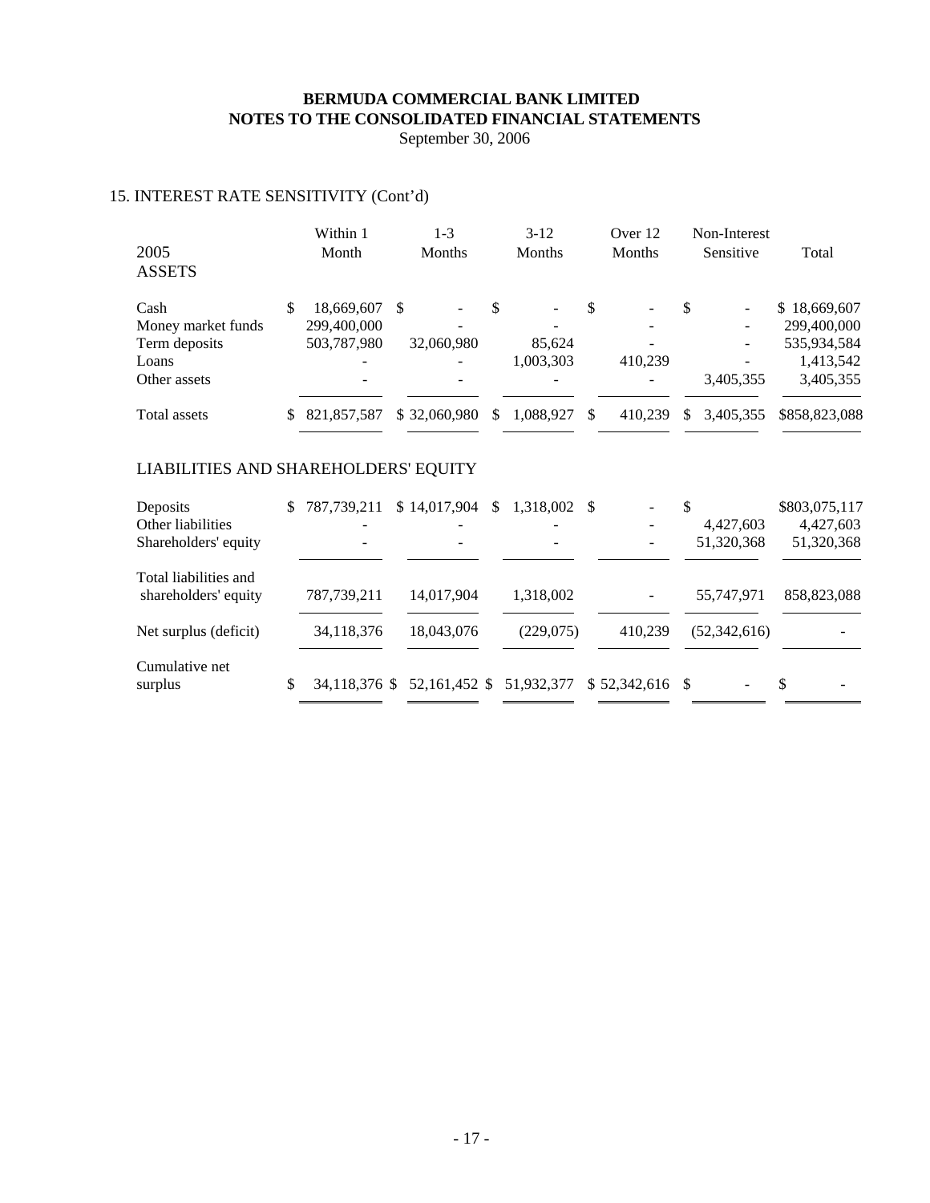# BERMUDA COMMERCIAL BANK LIMITED
## NOTES TO THE CONSOLIDATED FINANCIAL STATEMENTS
September 30, 2006

### 15. INTEREST RATE SENSITIVITY (Cont'd)

| 2005 | Within 1 Month | 1-3 Months | 3-12 Months | Over 12 Months | Non-Interest Sensitive | Total |
|---|---|---|---|---|---|---|
| **ASSETS** | | | | | | |
| Cash | $ 18,669,607 | $ - | $ - | $ - | $ - | $ 18,669,607 |
| Money market funds | 299,400,000 | - | - | - | - | 299,400,000 |
| Term deposits | 503,787,980 | 32,060,980 | 85,624 | - | - | 535,934,584 |
| Loans | - | - | 1,003,303 | 410,239 | - | 1,413,542 |
| Other assets | - | - | - | - | 3,405,355 | 3,405,355 |
| Total assets | $ 821,857,587 | $ 32,060,980 | $ 1,088,927 | $ 410,239 | $ 3,405,355 | $858,823,088 |
| **LIABILITIES AND SHAREHOLDERS' EQUITY** | | | | | | |
| Deposits | $ 787,739,211 | $ 14,017,904 | $ 1,318,002 | $ - | $ | $803,075,117 |
| Other liabilities | - | - | - | - | 4,427,603 | 4,427,603 |
| Shareholders' equity | - | - | - | - | 51,320,368 | 51,320,368 |
| Total liabilities and shareholders' equity | 787,739,211 | 14,017,904 | 1,318,002 | - | 55,747,971 | 858,823,088 |
| Net surplus (deficit) | 34,118,376 | 18,043,076 | (229,075) | 410,239 | (52,342,616) | - |
| Cumulative net surplus | $ 34,118,376 | $ 52,161,452 | $ 51,932,377 | $ 52,342,616 | $ - | $ - |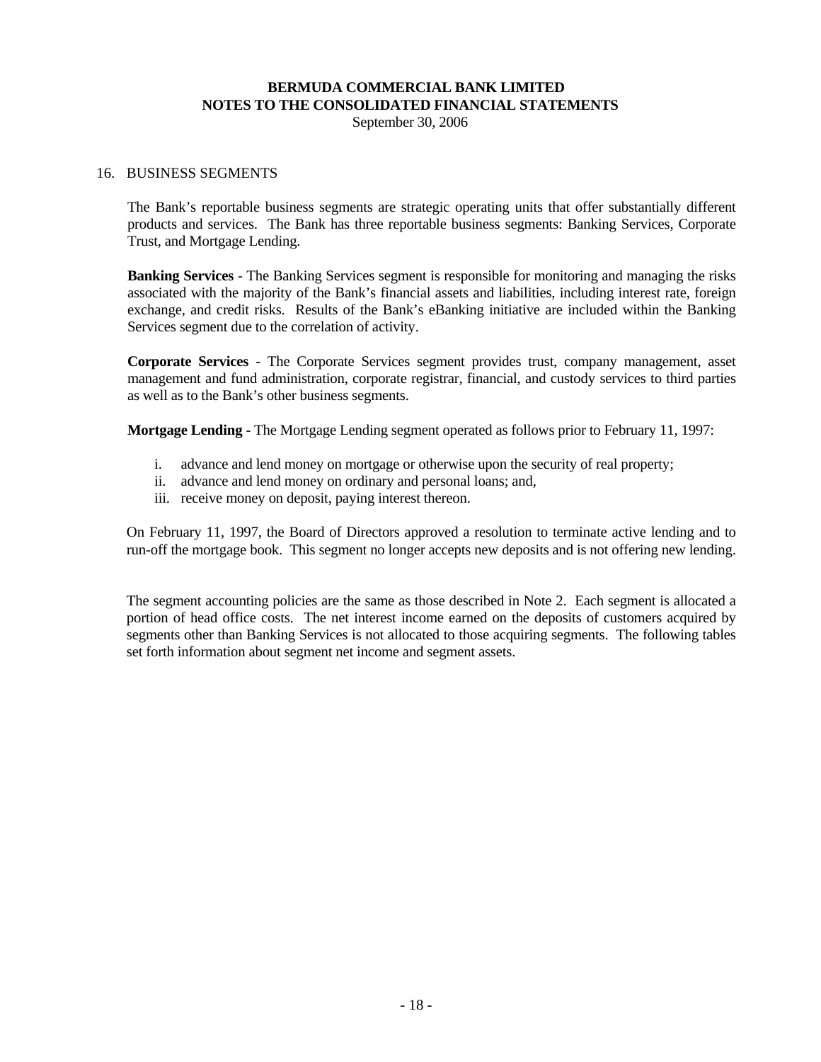**BERMUDA COMMERCIAL BANK LIMITED**
**NOTES TO THE CONSOLIDATED FINANCIAL STATEMENTS**
September 30, 2006

16. BUSINESS SEGMENTS

The Bank's reportable business segments are strategic operating units that offer substantially different products and services. The Bank has three reportable business segments: Banking Services, Corporate Trust, and Mortgage Lending.

**Banking Services** - The Banking Services segment is responsible for monitoring and managing the risks associated with the majority of the Bank's financial assets and liabilities, including interest rate, foreign exchange, and credit risks. Results of the Bank's eBanking initiative are included within the Banking Services segment due to the correlation of activity.

**Corporate Services** - The Corporate Services segment provides trust, company management, asset management and fund administration, corporate registrar, financial, and custody services to third parties as well as to the Bank's other business segments.

**Mortgage Lending** - The Mortgage Lending segment operated as follows prior to February 11, 1997:

i. advance and lend money on mortgage or otherwise upon the security of real property;
ii. advance and lend money on ordinary and personal loans; and,
iii. receive money on deposit, paying interest thereon.

On February 11, 1997, the Board of Directors approved a resolution to terminate active lending and to run-off the mortgage book. This segment no longer accepts new deposits and is not offering new lending.

The segment accounting policies are the same as those described in Note 2. Each segment is allocated a portion of head office costs. The net interest income earned on the deposits of customers acquired by segments other than Banking Services is not allocated to those acquiring segments. The following tables set forth information about segment net income and segment assets.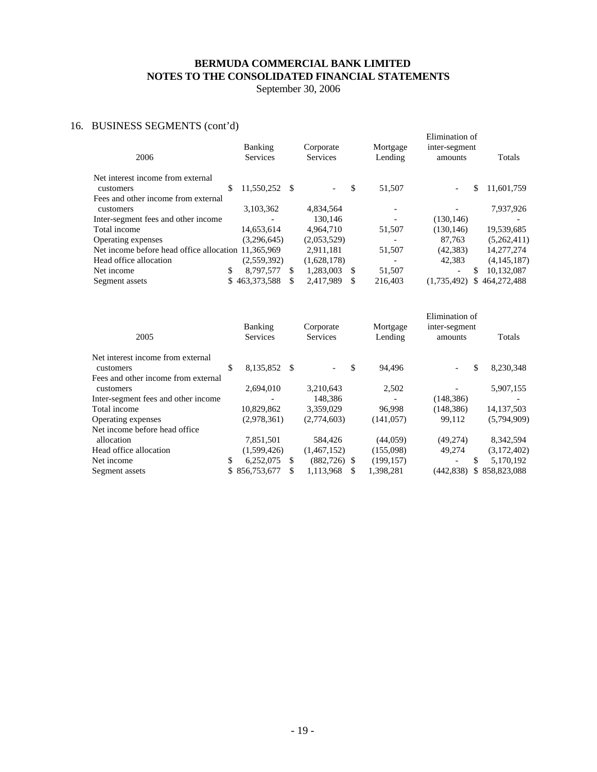**BERMUDA COMMERCIAL BANK LIMITED**
**NOTES TO THE CONSOLIDATED FINANCIAL STATEMENTS**
September 30, 2006

## 16. BUSINESS SEGMENTS (cont'd)

| 2006 | Banking Services | Corporate Services | Mortgage Lending | Elimination of inter-segment amounts | Totals |
|---|---|---|---|---|---|
| Net interest income from external customers | $ 11,550,252 | $ - | $ 51,507 | - | $ 11,601,759 |
| Fees and other income from external customers | 3,103,362 | 4,834,564 | - | - | 7,937,926 |
| Inter-segment fees and other income | - | 130,146 | - | (130,146) | - |
| Total income | 14,653,614 | 4,964,710 | 51,507 | (130,146) | 19,539,685 |
| Operating expenses | (3,296,645) | (2,053,529) | - | 87,763 | (5,262,411) |
| Net income before head office allocation | 11,365,969 | 2,911,181 | 51,507 | (42,383) | 14,277,274 |
| Head office allocation | (2,559,392) | (1,628,178) | - | 42,383 | (4,145,187) |
| Net income | $ 8,797,577 | $ 1,283,003 | $ 51,507 | - | $ 10,132,087 |
| Segment assets | $ 463,373,588 | $ 2,417,989 | $ 216,403 | (1,735,492) | $ 464,272,488 |

| 2005 | Banking Services | Corporate Services | Mortgage Lending | Elimination of inter-segment amounts | Totals |
|---|---|---|---|---|---|
| Net interest income from external customers | $ 8,135,852 | $ - | $ 94,496 | - | $ 8,230,348 |
| Fees and other income from external customers | 2,694,010 | 3,210,643 | 2,502 | - | 5,907,155 |
| Inter-segment fees and other income | - | 148,386 | - | (148,386) | - |
| Total income | 10,829,862 | 3,359,029 | 96,998 | (148,386) | 14,137,503 |
| Operating expenses | (2,978,361) | (2,774,603) | (141,057) | 99,112 | (5,794,909) |
| Net income before head office allocation | 7,851,501 | 584,426 | (44,059) | (49,274) | 8,342,594 |
| Head office allocation | (1,599,426) | (1,467,152) | (155,098) | 49,274 | (3,172,402) |
| Net income | $ 6,252,075 | $ (882,726) | $ (199,157) | - | $ 5,170,192 |
| Segment assets | $ 856,753,677 | $ 1,113,968 | $ 1,398,281 | (442,838) | $ 858,823,088 |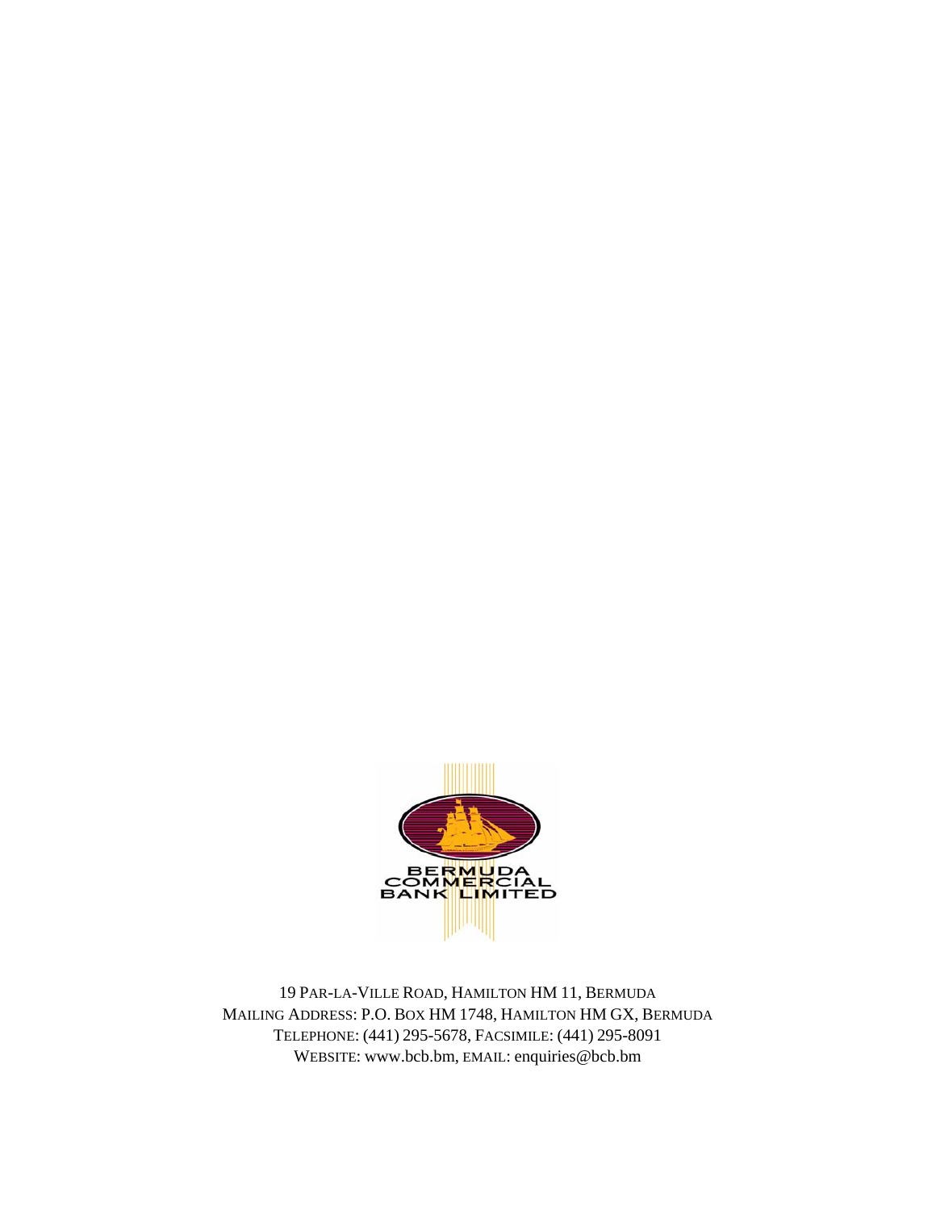BERMUDA COMMERCIAL BANK LIMITED

19 PAR-LA-VILLE ROAD, HAMILTON HM 11, BERMUDA
MAILING ADDRESS: P.O. BOX HM 1748, HAMILTON HM GX, BERMUDA
TELEPHONE: (441) 295-5678, FACSIMILE: (441) 295-8091
WEBSITE: www.bcb.bm, EMAIL: enquiries@bcb.bm